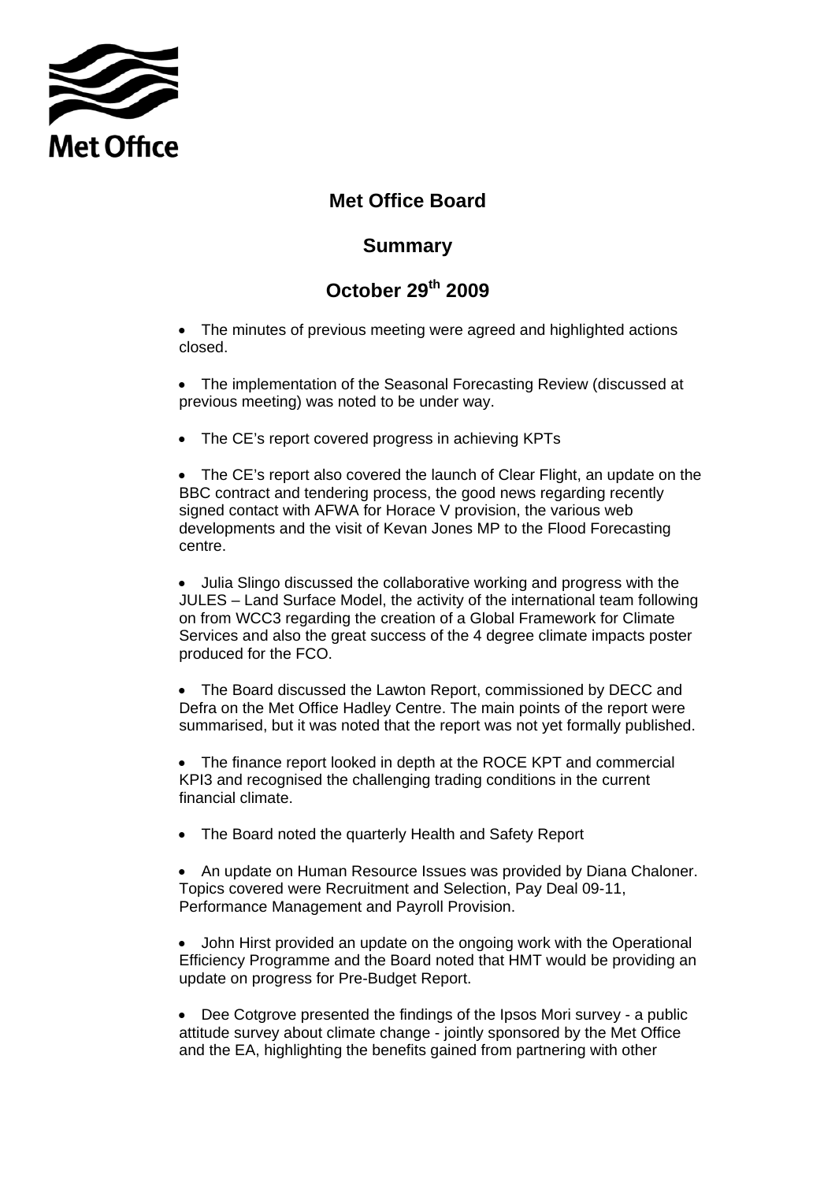Met Office

# Met Office Board

## Summary

## October 29th 2009

- The minutes of previous meeting were agreed and highlighted actions closed.

- The implementation of the Seasonal Forecasting Review (discussed at previous meeting) was noted to be under way.

- The CE's report covered progress in achieving KPTs

- The CE's report also covered the launch of Clear Flight, an update on the BBC contract and tendering process, the good news regarding recently signed contact with AFWA for Horace V provision, the various web developments and the visit of Kevan Jones MP to the Flood Forecasting centre.

- Julia Slingo discussed the collaborative working and progress with the JULES – Land Surface Model, the activity of the international team following on from WCC3 regarding the creation of a Global Framework for Climate Services and also the great success of the 4 degree climate impacts poster produced for the FCO.

- The Board discussed the Lawton Report, commissioned by DECC and Defra on the Met Office Hadley Centre. The main points of the report were summarised, but it was noted that the report was not yet formally published.

- The finance report looked in depth at the ROCE KPT and commercial KPI3 and recognised the challenging trading conditions in the current financial climate.

- The Board noted the quarterly Health and Safety Report

- An update on Human Resource Issues was provided by Diana Chaloner. Topics covered were Recruitment and Selection, Pay Deal 09-11, Performance Management and Payroll Provision.

- John Hirst provided an update on the ongoing work with the Operational Efficiency Programme and the Board noted that HMT would be providing an update on progress for Pre-Budget Report.

- Dee Cotgrove presented the findings of the Ipsos Mori survey - a public attitude survey about climate change - jointly sponsored by the Met Office and the EA, highlighting the benefits gained from partnering with other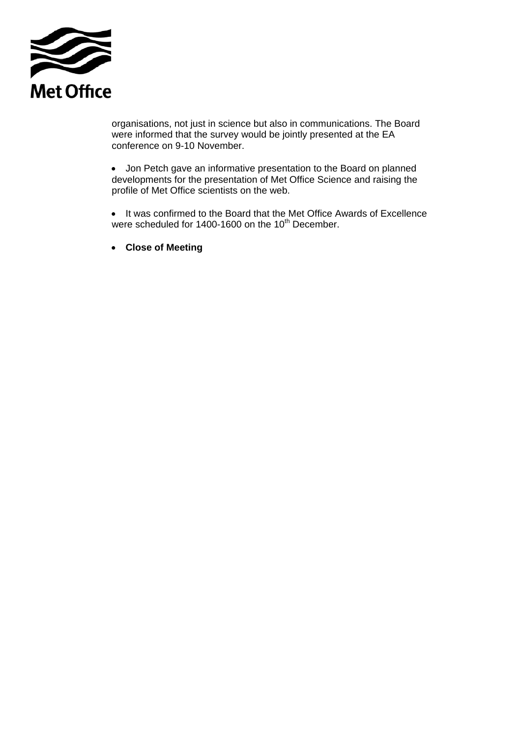organisations, not just in science but also in communications. The Board were informed that the survey would be jointly presented at the EA conference on 9-10 November.

- Jon Petch gave an informative presentation to the Board on planned developments for the presentation of Met Office Science and raising the profile of Met Office scientists on the web.

- It was confirmed to the Board that the Met Office Awards of Excellence were scheduled for 1400-1600 on the 10th December.

- **Close of Meeting**